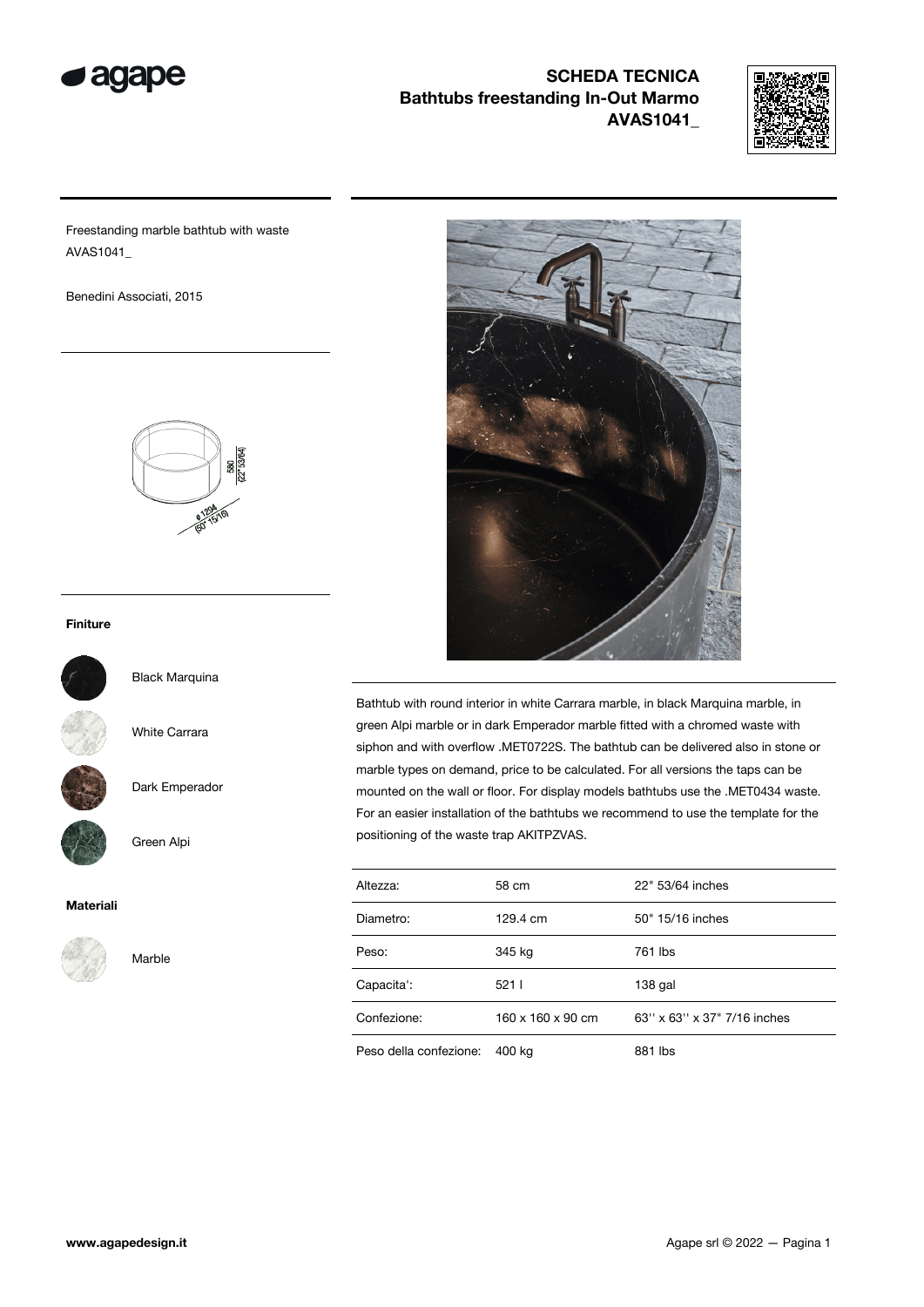# SCHEDA TECNICA
## Bathtubs freestanding In-Out Marmo
## AVAS1041_

Freestanding marble bathtub with waste
AVAS1041_

Benedini Associati, 2015

580 (22" 53/64)

ø 1294 (50" 15/16)

### Finiture

Black Marquina

White Carrara

Dark Emperador

Green Alpi

### Materiali

Marble

Bathtub with round interior in white Carrara marble, in black Marquina marble, in green Alpi marble or in dark Emperador marble fitted with a chromed waste with siphon and with overflow .MET0722S. The bathtub can be delivered also in stone or marble types on demand, price to be calculated. For all versions the taps can be mounted on the wall or floor. For display models bathtubs use the .MET0434 waste. For an easier installation of the bathtubs we recommend to use the template for the positioning of the waste trap AKITPZVAS.

| | | |
|---|---|---|
| Altezza: | 58 cm | 22" 53/64 inches |
| Diametro: | 129.4 cm | 50" 15/16 inches |
| Peso: | 345 kg | 761 lbs |
| Capacita': | 521 l | 138 gal |
| Confezione: | 160 x 160 x 90 cm | 63'' x 63'' x 37" 7/16 inches |
| Peso della confezione: | 400 kg | 881 lbs |

www.agapedesign.it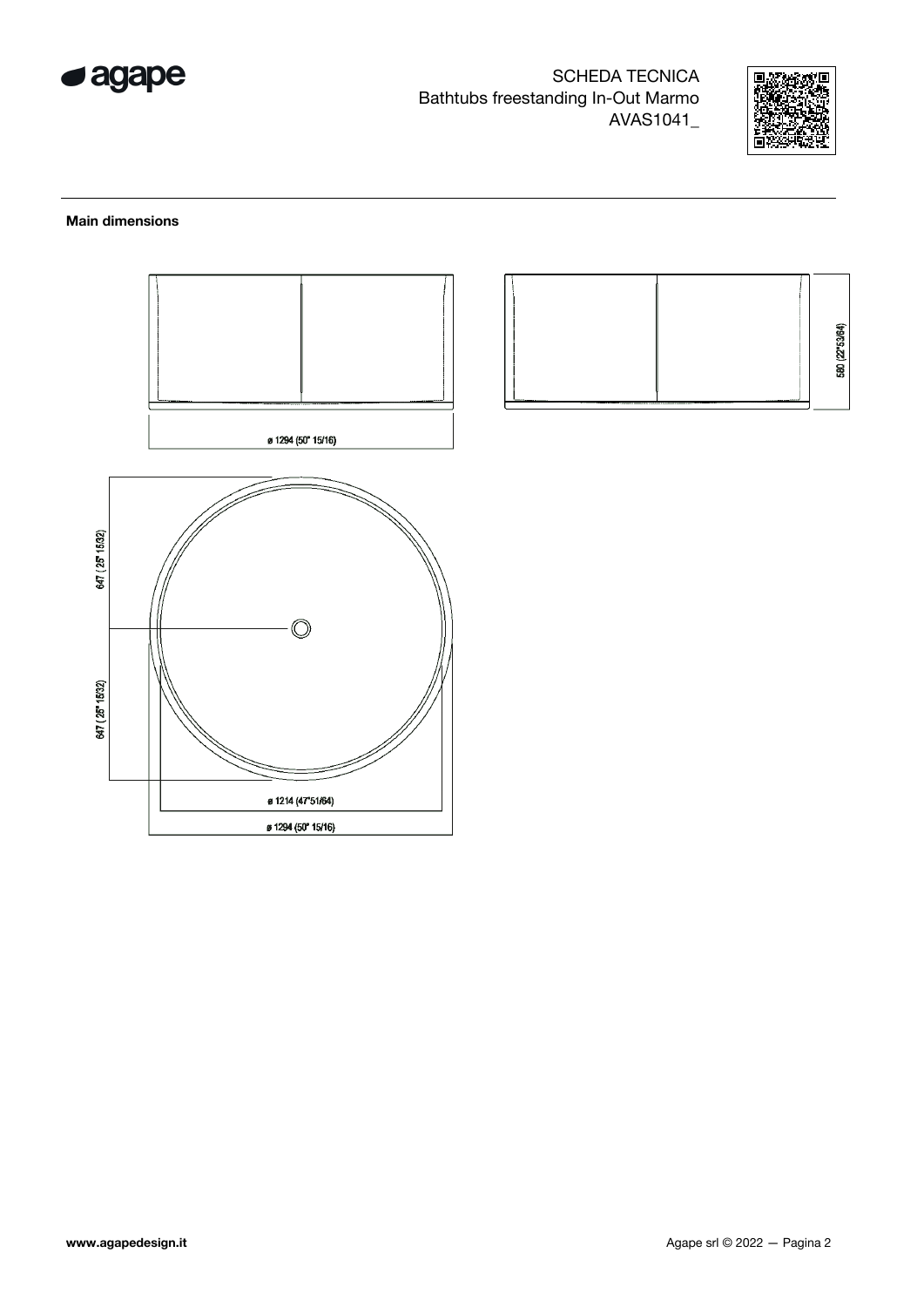SCHEDA TECNICA
Bathtubs freestanding In-Out Marmo
AVAS1041_

## Main dimensions

ø 1294 (50" 15/16)

580 (22"53/64)

647 ( 25" 15/32)

647 ( 25" 15/32)

ø 1214 (47"51/64)

ø 1294 (50" 15/16)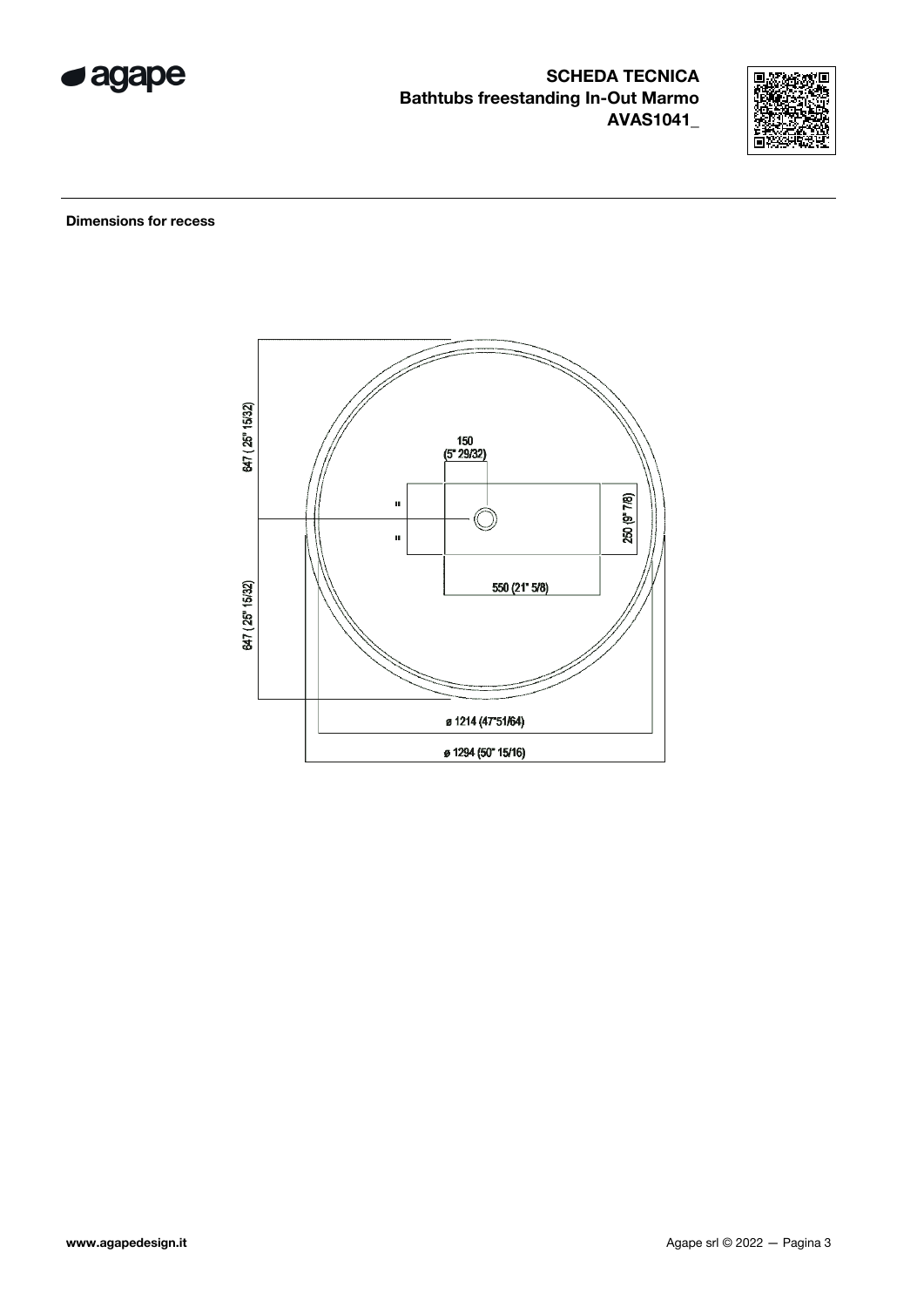# SCHEDA TECNICA
## Bathtubs freestanding In-Out Marmo
## AVAS1041_

**Dimensions for recess**

647 ( 25" 15/32)

150
(5" 29/32)

=

=

250 (9" 7/8)

550 (21" 5/8)

647 ( 25" 15/32)

ø 1214 (47"51/64)

ø 1294 (50" 15/16)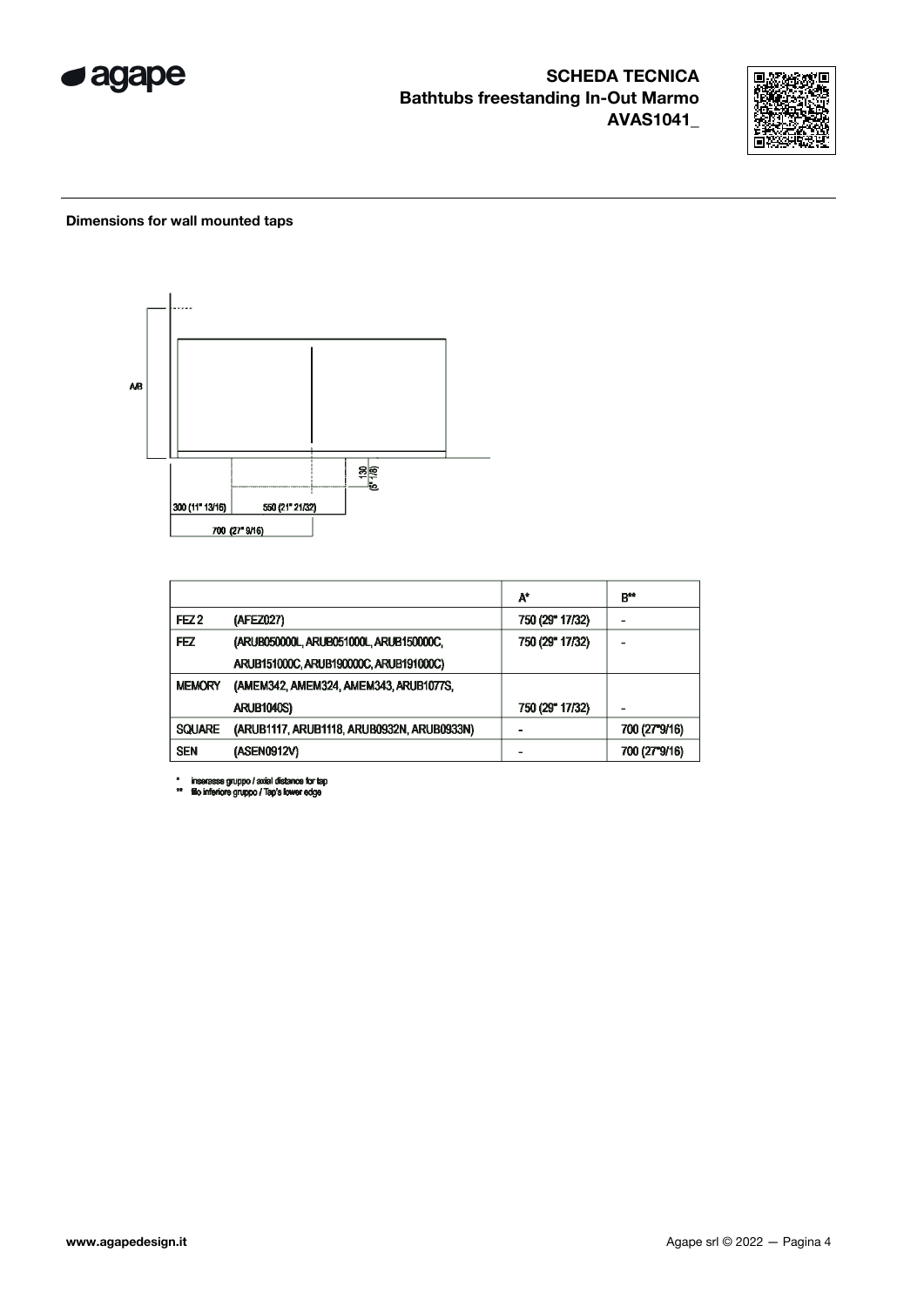**SCHEDA TECNICA**
**Bathtubs freestanding In-Out Marmo**
**AVAS1041_**

**Dimensions for wall mounted taps**

A/B

130 (5" 1/8)

300 (11" 13/16)

550 (21" 21/32)

700 (27" 9/16)

| | | A* | B** |
|---|---|---|---|
| FEZ 2 | (AFEZ027) | 750 (29" 17/32) | - |
| FEZ | (ARUB050000L, ARUB051000L, ARUB150000C, ARUB151000C, ARUB190000C, ARUB191000C) | 750 (29" 17/32) | - |
| MEMORY | (AMEM342, AMEM324, AMEM343, ARUB1077S, ARUB1040S) | 750 (29" 17/32) | - |
| SQUARE | (ARUB1117, ARUB1118, ARUB0932N, ARUB0933N) | - | 700 (27"9/16) |
| SEN | (ASEN0912V) | - | 700 (27"9/16) |

* interasse gruppo / axial distance for tap
** filo inferiore gruppo / Tap's lower edge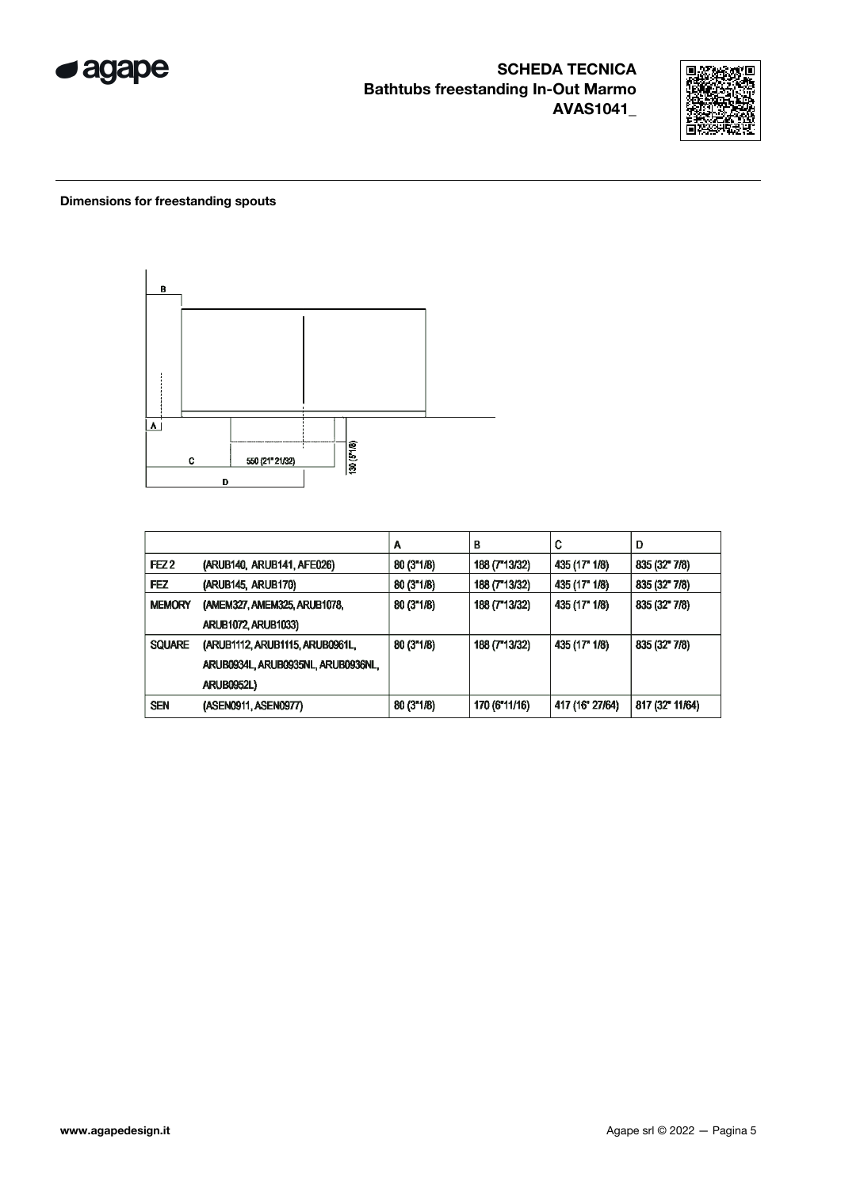**Dimensions for freestanding spouts**

| | | A | B | C | D |
|---|---|---|---|---|---|
| FEZ 2 | (ARUB140, ARUB141, AFE026) | 80 (3"1/8) | 188 (7"13/32) | 435 (17" 1/8) | 835 (32" 7/8) |
| FEZ | (ARUB145, ARUB170) | 80 (3"1/8) | 188 (7"13/32) | 435 (17" 1/8) | 835 (32" 7/8) |
| MEMORY | (AMEM327, AMEM325, ARUB1078, ARUB1072, ARUB1033) | 80 (3"1/8) | 188 (7"13/32) | 435 (17" 1/8) | 835 (32" 7/8) |
| SQUARE | (ARUB1112, ARUB1115, ARUB0961L, ARUB0934L, ARUB0935NL, ARUB0936NL, ARUB0952L) | 80 (3"1/8) | 188 (7"13/32) | 435 (17" 1/8) | 835 (32" 7/8) |
| SEN | (ASEN0911, ASEN0977) | 80 (3"1/8) | 170 (6"11/16) | 417 (16" 27/64) | 817 (32" 11/64) |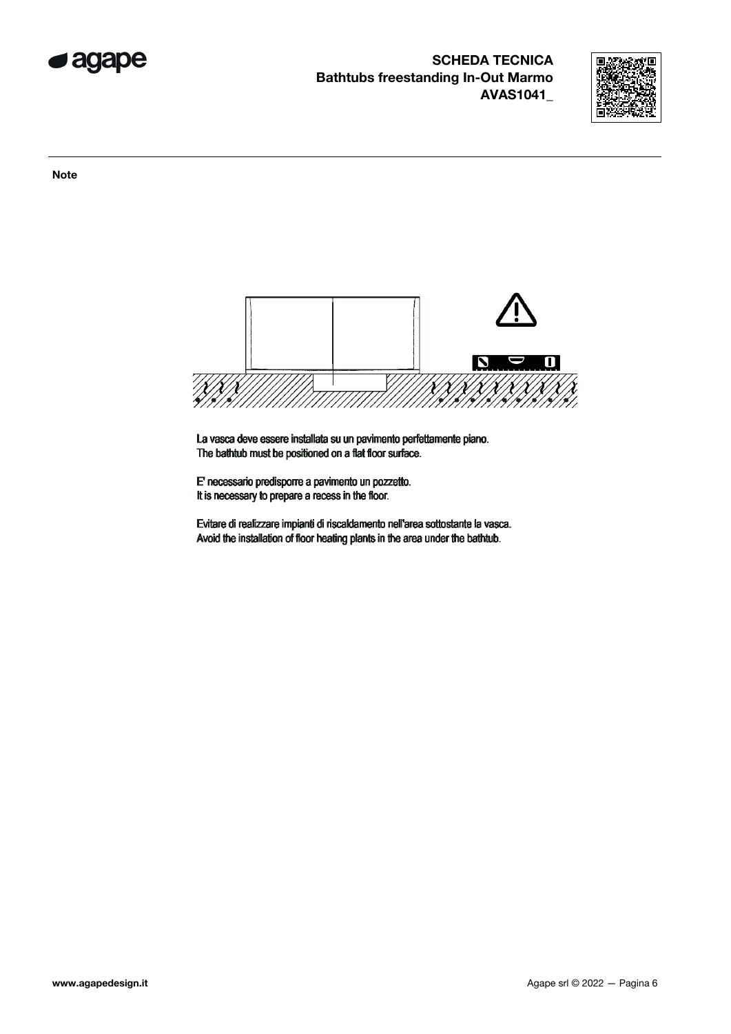**Note**

La vasca deve essere installata su un pavimento perfettamente piano.
The bathtub must be positioned on a flat floor surface.

E' necessario predisporre a pavimento un pozzetto.
It is necessary to prepare a recess in the floor.

Evitare di realizzare impianti di riscaldamento nell'area sottostante la vasca.
Avoid the installation of floor heating plants in the area under the bathtub.